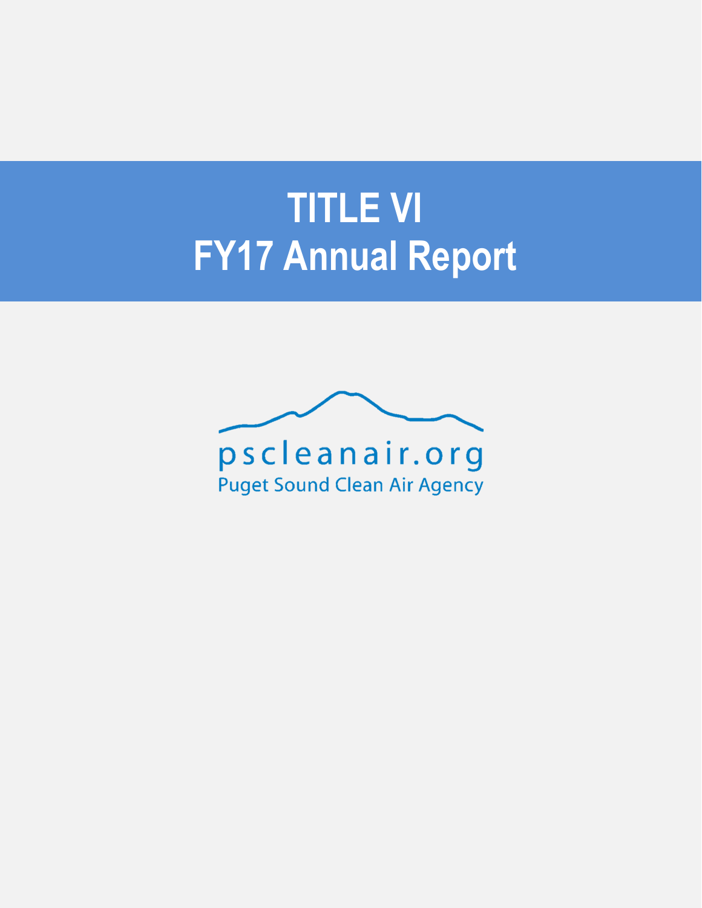# TITLE VI
# FY17 Annual Report

pscleanair.org

Puget Sound Clean Air Agency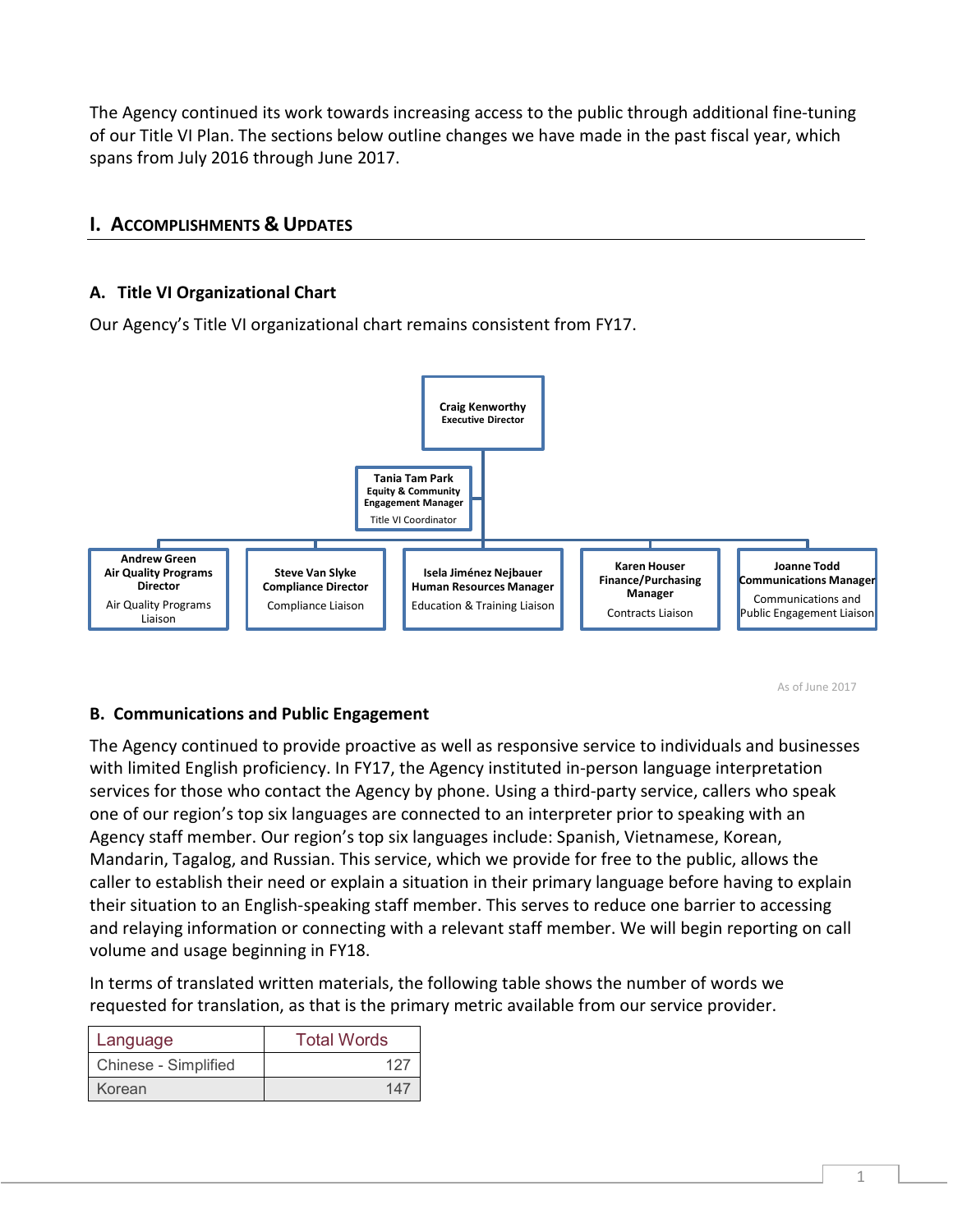The Agency continued its work towards increasing access to the public through additional fine-tuning of our Title VI Plan. The sections below outline changes we have made in the past fiscal year, which spans from July 2016 through June 2017.

## I. Accomplishments & Updates

### A. Title VI Organizational Chart

Our Agency's Title VI organizational chart remains consistent from FY17.

- **Craig Kenworthy**, Executive Director
  - **Tania Tam Park**, Equity & Community Engagement Manager — Title VI Coordinator
  - **Andrew Green**, Air Quality Programs Director — Air Quality Programs Liaison
  - **Steve Van Slyke**, Compliance Director — Compliance Liaison
  - **Isela Jiménez Nejbauer**, Human Resources Manager — Education & Training Liaison
  - **Karen Houser**, Finance/Purchasing Manager — Contracts Liaison
  - **Joanne Todd**, Communications Manager — Communications and Public Engagement Liaison

As of June 2017

### B. Communications and Public Engagement

The Agency continued to provide proactive as well as responsive service to individuals and businesses with limited English proficiency. In FY17, the Agency instituted in-person language interpretation services for those who contact the Agency by phone. Using a third-party service, callers who speak one of our region's top six languages are connected to an interpreter prior to speaking with an Agency staff member. Our region's top six languages include: Spanish, Vietnamese, Korean, Mandarin, Tagalog, and Russian. This service, which we provide for free to the public, allows the caller to establish their need or explain a situation in their primary language before having to explain their situation to an English-speaking staff member. This serves to reduce one barrier to accessing and relaying information or connecting with a relevant staff member. We will begin reporting on call volume and usage beginning in FY18.

In terms of translated written materials, the following table shows the number of words we requested for translation, as that is the primary metric available from our service provider.

| Language | Total Words |
|---|---|
| Chinese - Simplified | 127 |
| Korean | 147 |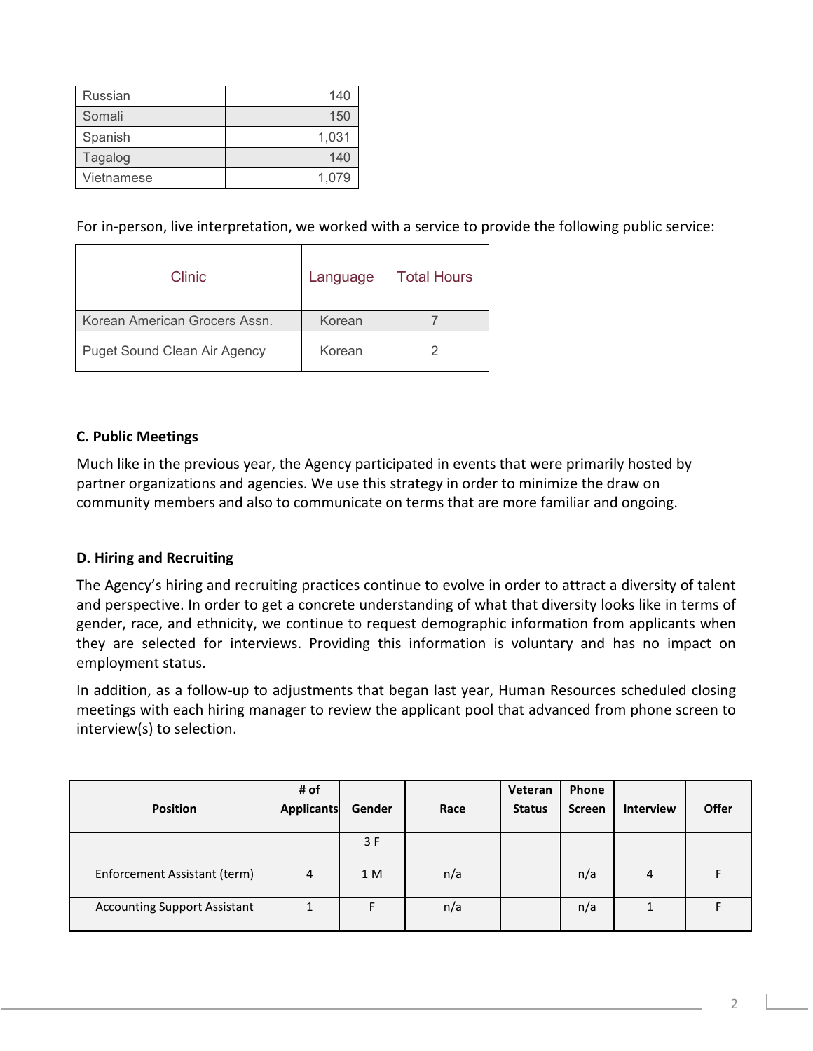| Russian | 140 |
|---|---|
| Somali | 150 |
| Spanish | 1,031 |
| Tagalog | 140 |
| Vietnamese | 1,079 |

For in-person, live interpretation, we worked with a service to provide the following public service:

| Clinic | Language | Total Hours |
|---|---|---|
| Korean American Grocers Assn. | Korean | 7 |
| Puget Sound Clean Air Agency | Korean | 2 |

### C. Public Meetings

Much like in the previous year, the Agency participated in events that were primarily hosted by partner organizations and agencies. We use this strategy in order to minimize the draw on community members and also to communicate on terms that are more familiar and ongoing.

### D. Hiring and Recruiting

The Agency's hiring and recruiting practices continue to evolve in order to attract a diversity of talent and perspective. In order to get a concrete understanding of what that diversity looks like in terms of gender, race, and ethnicity, we continue to request demographic information from applicants when they are selected for interviews. Providing this information is voluntary and has no impact on employment status.

In addition, as a follow-up to adjustments that began last year, Human Resources scheduled closing meetings with each hiring manager to review the applicant pool that advanced from phone screen to interview(s) to selection.

| Position | # of Applicants | Gender | Race | Veteran Status | Phone Screen | Interview | Offer |
|---|---|---|---|---|---|---|---|
| Enforcement Assistant (term) | 4 | 3 F<br>1 M | n/a | | n/a | 4 | F |
| Accounting Support Assistant | 1 | F | n/a | | n/a | 1 | F |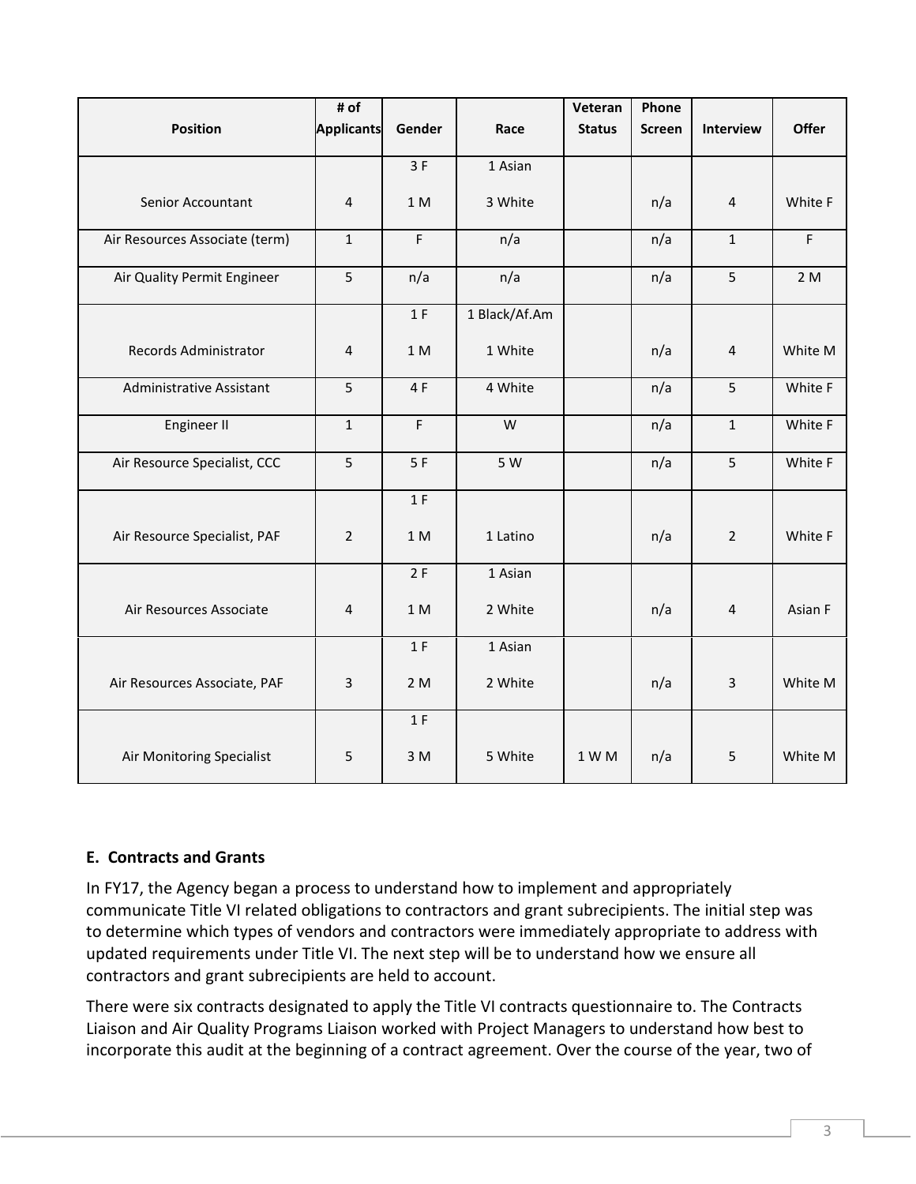| Position | # of Applicants | Gender | Race | Veteran Status | Phone Screen | Interview | Offer |
|---|---|---|---|---|---|---|---|
| Senior Accountant | 4 | 3 F<br>1 M | 1 Asian<br>3 White | | n/a | 4 | White F |
| Air Resources Associate (term) | 1 | F | n/a | | n/a | 1 | F |
| Air Quality Permit Engineer | 5 | n/a | n/a | | n/a | 5 | 2 M |
| Records Administrator | 4 | 1 F<br>1 M | 1 Black/Af.Am<br>1 White | | n/a | 4 | White M |
| Administrative Assistant | 5 | 4 F | 4 White | | n/a | 5 | White F |
| Engineer II | 1 | F | W | | n/a | 1 | White F |
| Air Resource Specialist, CCC | 5 | 5 F | 5 W | | n/a | 5 | White F |
| Air Resource Specialist, PAF | 2 | 1 F<br>1 M | 1 Latino | | n/a | 2 | White F |
| Air Resources Associate | 4 | 2 F<br>1 M | 1 Asian<br>2 White | | n/a | 4 | Asian F |
| Air Resources Associate, PAF | 3 | 1 F<br>2 M | 1 Asian<br>2 White | | n/a | 3 | White M |
| Air Monitoring Specialist | 5 | 1 F<br>3 M | 5 White | 1 W M | n/a | 5 | White M |

### E. Contracts and Grants

In FY17, the Agency began a process to understand how to implement and appropriately communicate Title VI related obligations to contractors and grant subrecipients. The initial step was to determine which types of vendors and contractors were immediately appropriate to address with updated requirements under Title VI. The next step will be to understand how we ensure all contractors and grant subrecipients are held to account.

There were six contracts designated to apply the Title VI contracts questionnaire to. The Contracts Liaison and Air Quality Programs Liaison worked with Project Managers to understand how best to incorporate this audit at the beginning of a contract agreement. Over the course of the year, two of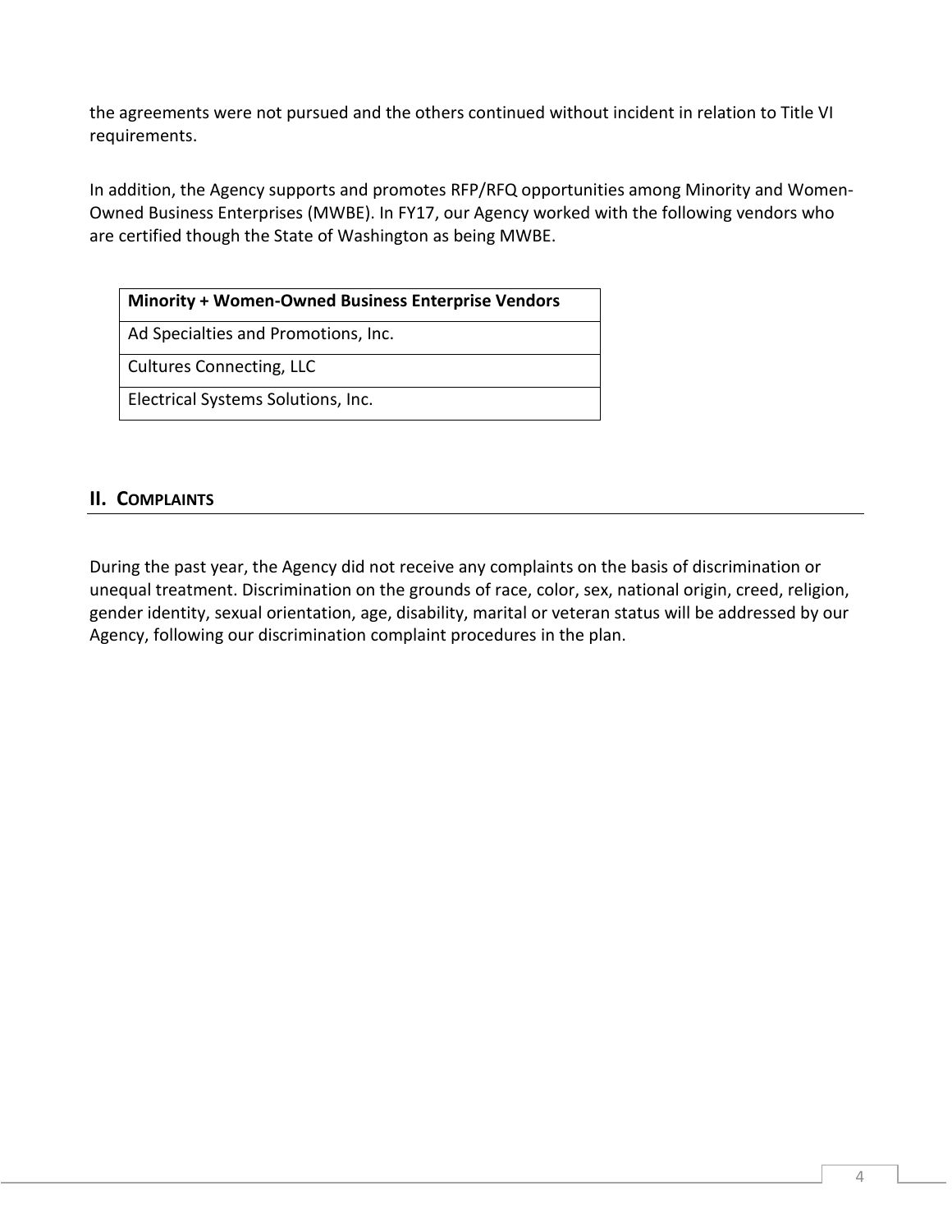the agreements were not pursued and the others continued without incident in relation to Title VI requirements.

In addition, the Agency supports and promotes RFP/RFQ opportunities among Minority and Women-Owned Business Enterprises (MWBE). In FY17, our Agency worked with the following vendors who are certified though the State of Washington as being MWBE.

| **Minority + Women-Owned Business Enterprise Vendors** |
|---|
| Ad Specialties and Promotions, Inc. |
| Cultures Connecting, LLC |
| Electrical Systems Solutions, Inc. |

## II. Complaints

During the past year, the Agency did not receive any complaints on the basis of discrimination or unequal treatment. Discrimination on the grounds of race, color, sex, national origin, creed, religion, gender identity, sexual orientation, age, disability, marital or veteran status will be addressed by our Agency, following our discrimination complaint procedures in the plan.